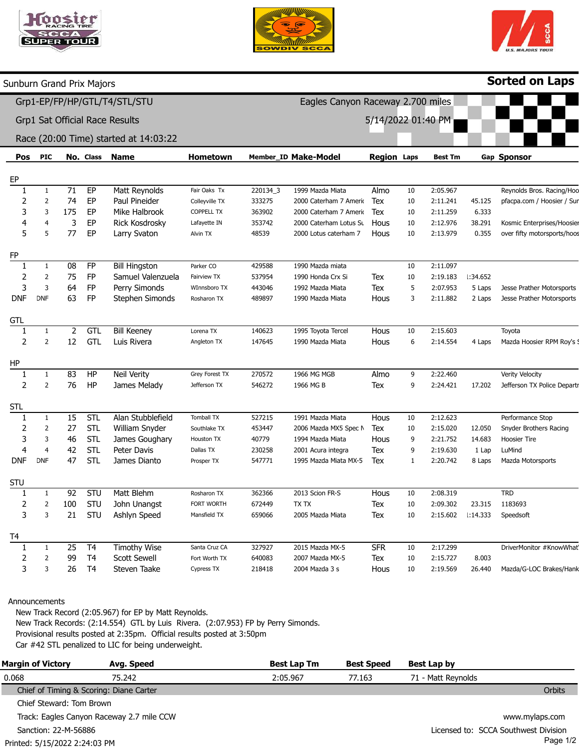Sunburn Grand Prix Majors

**Sorted on Laps**

Grp1-EP/FP/HP/GTL/T4/STL/STU

Eagles Canyon Raceway 2.700 miles

Grp1 Sat Official Race Results

5/14/2022 01:40 PM

Race (20:00 Time) started at 14:03:22

| Pos | PIC | No. | Class | Name | Hometown | Member_ID | Make-Model | Region | Laps | Best Tm | Gap | Sponsor |
|---|---|---|---|---|---|---|---|---|---|---|---|---|
| **EP** | | | | | | | | | | | | |
| 1 | 1 | 71 | EP | Matt Reynolds | Fair Oaks Tx | 220134_3 | 1999 Mazda Miata | Almo | 10 | 2:05.967 | | Reynolds Bros. Racing/Hoo |
| 2 | 2 | 74 | EP | Paul Pineider | Colleyville TX | 333275 | 2000 Caterham 7 Americ | Tex | 10 | 2:11.241 | 45.125 | pfacpa.com / Hoosier / Sur |
| 3 | 3 | 175 | EP | Mike Halbrook | COPPELL TX | 363902 | 2000 Caterham 7 Americ | Tex | 10 | 2:11.259 | 6.333 | |
| 4 | 4 | 3 | EP | Rick Kosdrosky | Lafayette IN | 353742 | 2000 Caterham Lotus Su | Hous | 10 | 2:12.976 | 38.291 | Kosmic Enterprises/Hoosier |
| 5 | 5 | 77 | EP | Larry Svaton | Alvin TX | 48539 | 2000 Lotus caterham 7 | Hous | 10 | 2:13.979 | 0.355 | over fifty motorsports/hoos |
| **FP** | | | | | | | | | | | | |
| 1 | 1 | 08 | FP | Bill Hingston | Parker CO | 429588 | 1990 Mazda miata | | 10 | 2:11.097 | | |
| 2 | 2 | 75 | FP | Samuel Valenzuela | Fairview TX | 537954 | 1990 Honda Crx Si | Tex | 10 | 2:19.183 | 1:34.652 | |
| 3 | 3 | 64 | FP | Perry Simonds | WInnsboro TX | 443046 | 1992 Mazda Miata | Tex | 5 | 2:07.953 | 5 Laps | Jesse Prather Motorsports |
| DNF | DNF | 63 | FP | Stephen Simonds | Rosharon TX | 489897 | 1990 Mazda Miata | Hous | 3 | 2:11.882 | 2 Laps | Jesse Prather Motorsports |
| **GTL** | | | | | | | | | | | | |
| 1 | 1 | 2 | GTL | Bill Keeney | Lorena TX | 140623 | 1995 Toyota Tercel | Hous | 10 | 2:15.603 | | Toyota |
| 2 | 2 | 12 | GTL | Luis Rivera | Angleton TX | 147645 | 1990 Mazda Miata | Hous | 6 | 2:14.554 | 4 Laps | Mazda Hoosier RPM Roy's S |
| **HP** | | | | | | | | | | | | |
| 1 | 1 | 83 | HP | Neil Verity | Grey Forest TX | 270572 | 1966 MG MGB | Almo | 9 | 2:22.460 | | Verity Velocity |
| 2 | 2 | 76 | HP | James Melady | Jefferson TX | 546272 | 1966 MG B | Tex | 9 | 2:24.421 | 17.202 | Jefferson TX Police Departr |
| **STL** | | | | | | | | | | | | |
| 1 | 1 | 15 | STL | Alan Stubblefield | Tomball TX | 527215 | 1991 Mazda Miata | Hous | 10 | 2:12.623 | | Performance Stop |
| 2 | 2 | 27 | STL | William Snyder | Southlake TX | 453447 | 2006 Mazda MX5 Spec N | Tex | 10 | 2:15.020 | 12.050 | Snyder Brothers Racing |
| 3 | 3 | 46 | STL | James Goughary | Houston TX | 40779 | 1994 Mazda Miata | Hous | 9 | 2:21.752 | 14.683 | Hoosier Tire |
| 4 | 4 | 42 | STL | Peter Davis | Dallas TX | 230258 | 2001 Acura integra | Tex | 9 | 2:19.630 | 1 Lap | LuMind |
| DNF | DNF | 47 | STL | James Dianto | Prosper TX | 547771 | 1995 Mazda Miata MX-5 | Tex | 1 | 2:20.742 | 8 Laps | Mazda Motorsports |
| **STU** | | | | | | | | | | | | |
| 1 | 1 | 92 | STU | Matt Blehm | Rosharon TX | 362366 | 2013 Scion FR-S | Hous | 10 | 2:08.319 | | TRD |
| 2 | 2 | 100 | STU | John Unangst | FORT WORTH | 672449 | TX TX | Tex | 10 | 2:09.302 | 23.315 | 1183693 |
| 3 | 3 | 21 | STU | Ashlyn Speed | Mansfield TX | 659066 | 2005 Mazda Miata | Tex | 10 | 2:15.602 | 1:14.333 | Speedsoft |
| **T4** | | | | | | | | | | | | |
| 1 | 1 | 25 | T4 | Timothy Wise | Santa Cruz CA | 327927 | 2015 Mazda MX-5 | SFR | 10 | 2:17.299 | | DriverMonitor #KnowWhat' |
| 2 | 2 | 99 | T4 | Scott Sewell | Fort Worth TX | 640083 | 2007 Mazda MX-5 | Tex | 10 | 2:15.727 | 8.003 | |
| 3 | 3 | 26 | T4 | Steven Taake | Cypress TX | 218418 | 2004 Mazda 3 s | Hous | 10 | 2:19.569 | 26.440 | Mazda/G-LOC Brakes/Hank |

Announcements

New Track Record (2:05.967) for EP by Matt Reynolds.
New Track Records: (2:14.554) GTL by Luis Rivera. (2:07.953) FP by Perry Simonds.
Provisional results posted at 2:35pm. Official results posted at 3:50pm
Car #42 STL penalized to LIC for being underweight.

| Margin of Victory | Avg. Speed | Best Lap Tm | Best Speed | Best Lap by |
|---|---|---|---|---|
| 0.068 | 75.242 | 2:05.967 | 77.163 | 71 - Matt Reynolds |

Chief of Timing & Scoring: Diane Carter

Orbits

Chief Steward: Tom Brown

Track: Eagles Canyon Raceway 2.7 mile CCW

www.mylaps.com

Sanction: 22-M-56886

Licensed to: SCCA Southwest Division

Printed: 5/15/2022 2:24:03 PM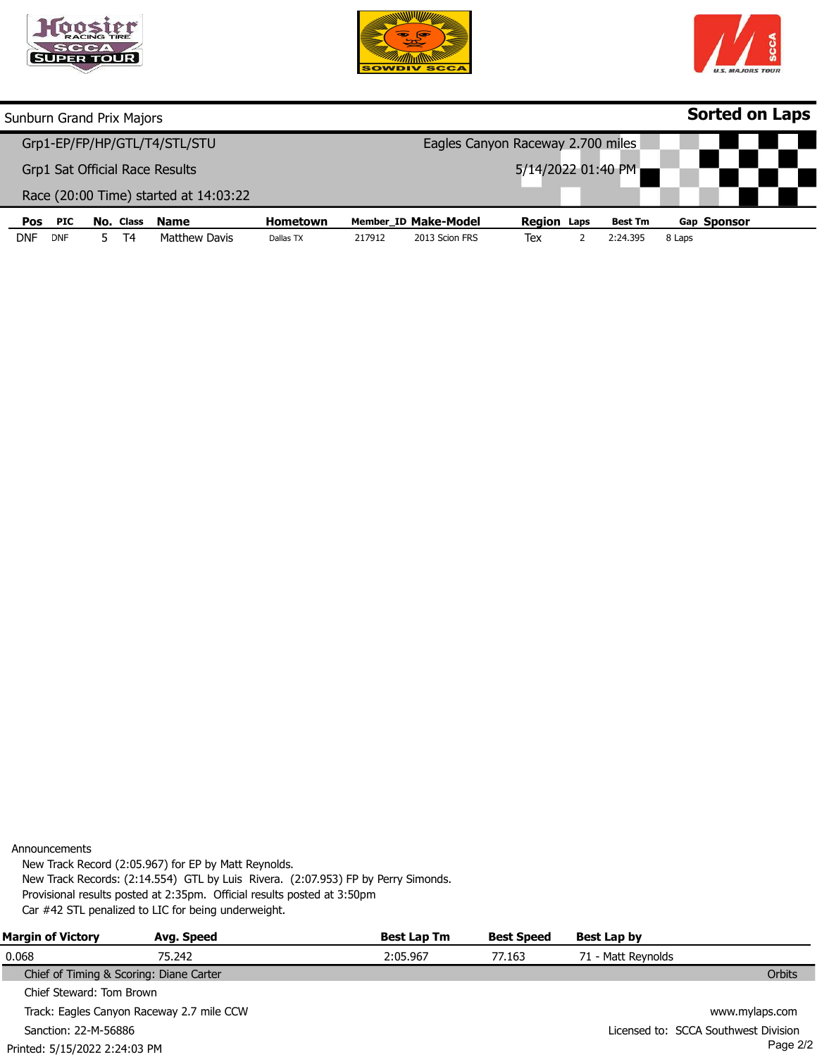Sunburn Grand Prix Majors

**Sorted on Laps**

Grp1-EP/FP/HP/GTL/T4/STL/STU

Eagles Canyon Raceway 2.700 miles

Grp1 Sat Official Race Results

5/14/2022 01:40 PM

Race (20:00 Time) started at 14:03:22

| Pos | PIC | No. | Class | Name | Hometown | Member_ID | Make-Model | Region | Laps | Best Tm | Gap | Sponsor |
|---|---|---|---|---|---|---|---|---|---|---|---|---|
| DNF | DNF | 5 | T4 | Matthew Davis | Dallas TX | 217912 | 2013 Scion FRS | Tex | 2 | 2:24.395 | 8 Laps | |

Announcements
- New Track Record (2:05.967) for EP by Matt Reynolds.
- New Track Records: (2:14.554) GTL by Luis Rivera. (2:07.953) FP by Perry Simonds.
- Provisional results posted at 2:35pm. Official results posted at 3:50pm
- Car #42 STL penalized to LIC for being underweight.

| Margin of Victory | Avg. Speed | Best Lap Tm | Best Speed | Best Lap by |
|---|---|---|---|---|
| 0.068 | 75.242 | 2:05.967 | 77.163 | 71 - Matt Reynolds |

Chief of Timing & Scoring: Diane Carter

Orbits

Chief Steward: Tom Brown

Track: Eagles Canyon Raceway 2.7 mile CCW

www.mylaps.com

Sanction: 22-M-56886

Licensed to: SCCA Southwest Division

Printed: 5/15/2022 2:24:03 PM